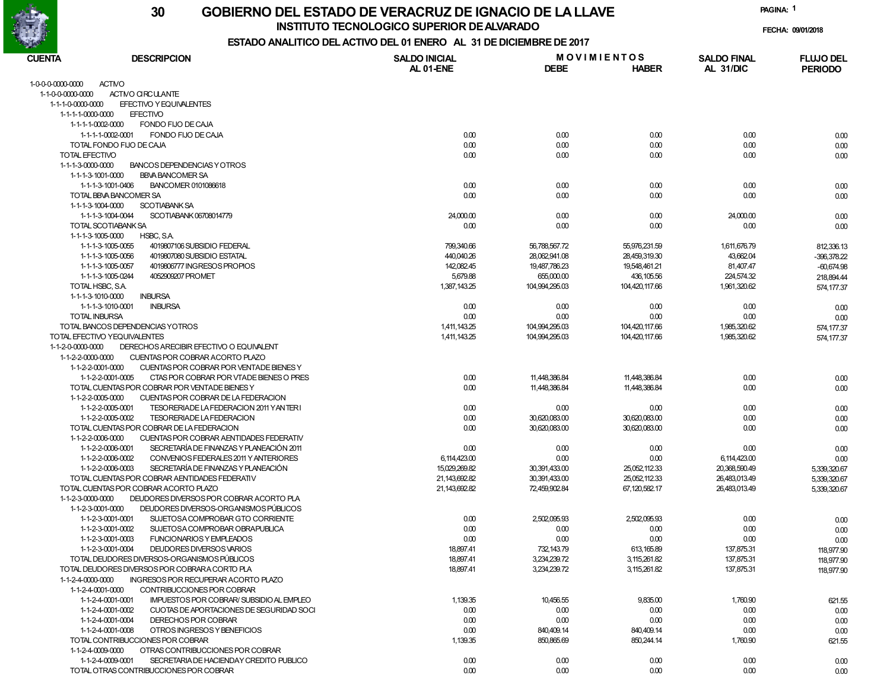# 30 GOBIERNO DEL ESTADO DE VERACRUZ DE IGNACIO DE LA LLAVE

## INSTITUTO TECNOLOGICO SUPERIOR DE ALVARADO

### ESTADO ANALITICO DEL ACTIVO DEL 01 ENERO AL 31 DE DICIEMBRE DE 2017

PAGINA: 1

FECHA: 09/01/2018

| CUENTA | DESCRIPCION | SALDO INICIAL AL 01-ENE | MOVIMIENTOS DEBE | MOVIMIENTOS HABER | SALDO FINAL AL 31/DIC | FLUJO DEL PERIODO |
|---|---|---|---|---|---|---|
| 1-0-0-0-0000-0000 | ACTIVO | | | | | |
| 1-1-0-0-0000-0000 | ACTIVO CIRCULANTE | | | | | |
| 1-1-1-0-0000-0000 | EFECTIVO Y EQUIVALENTES | | | | | |
| 1-1-1-1-0000-0000 | EFECTIVO | | | | | |
| 1-1-1-1-0002-0000 | FONDO FIJO DE CAJA | | | | | |
| 1-1-1-1-0002-0001 | FONDO FIJO DE CAJA | 0.00 | 0.00 | 0.00 | 0.00 | 0.00 |
| | TOTAL FONDO FIJO DE CAJA | 0.00 | 0.00 | 0.00 | 0.00 | 0.00 |
| | TOTAL EFECTIVO | 0.00 | 0.00 | 0.00 | 0.00 | 0.00 |
| 1-1-1-3-0000-0000 | BANCOS DEPENDENCIAS Y OTROS | | | | | |
| 1-1-1-3-1001-0000 | BBVA BANCOMER SA | | | | | |
| 1-1-1-3-1001-0406 | BANCOMER 0101086618 | 0.00 | 0.00 | 0.00 | 0.00 | 0.00 |
| | TOTAL BBVA BANCOMER SA | 0.00 | 0.00 | 0.00 | 0.00 | 0.00 |
| 1-1-1-3-1004-0000 | SCOTIABANK SA | | | | | |
| 1-1-1-3-1004-0044 | SCOTIABANK 06708014779 | 24,000.00 | 0.00 | 0.00 | 24,000.00 | 0.00 |
| | TOTAL SCOTIABANK SA | 0.00 | 0.00 | 0.00 | 0.00 | 0.00 |
| 1-1-1-3-1005-0000 | HSBC, S.A. | | | | | |
| 1-1-1-3-1005-0055 | 4019807106 SUBSIDIO FEDERAL | 799,340.66 | 56,788,567.72 | 55,976,231.59 | 1,611,676.79 | 812,336.13 |
| 1-1-1-3-1005-0056 | 4019807080 SUBSIDIO ESTATAL | 440,040.26 | 28,062,941.08 | 28,459,319.30 | 43,662.04 | -396,378.22 |
| 1-1-1-3-1005-0057 | 4019806777 INGRESOS PROPIOS | 142,082.45 | 19,487,786.23 | 19,548,461.21 | 81,407.47 | -60,674.98 |
| 1-1-1-3-1005-0244 | 4052909207 PROMET | 5,679.88 | 655,000.00 | 436,105.56 | 224,574.32 | 218,894.44 |
| | TOTAL HSBC, S.A. | 1,387,143.25 | 104,994,295.03 | 104,420,117.66 | 1,961,320.62 | 574,177.37 |
| 1-1-1-3-1010-0000 | INBURSA | | | | | |
| 1-1-1-3-1010-0001 | INBURSA | 0.00 | 0.00 | 0.00 | 0.00 | 0.00 |
| | TOTAL INBURSA | 0.00 | 0.00 | 0.00 | 0.00 | 0.00 |
| | TOTAL BANCOS DEPENDENCIAS Y OTROS | 1,411,143.25 | 104,994,295.03 | 104,420,117.66 | 1,985,320.62 | 574,177.37 |
| | TOTAL EFECTIVO Y EQUIVALENTES | 1,411,143.25 | 104,994,295.03 | 104,420,117.66 | 1,985,320.62 | 574,177.37 |
| 1-1-2-0-0000-0000 | DERECHOS A RECIBIR EFECTIVO O EQUIVALENT | | | | | |
| 1-1-2-2-0000-0000 | CUENTAS POR COBRAR A CORTO PLAZO | | | | | |
| 1-1-2-2-0001-0000 | CUENTAS POR COBRAR POR VENTA DE BIENES Y | | | | | |
| 1-1-2-2-0001-0005 | CTAS POR COBRAR POR VTA DE BIENES O PRES | 0.00 | 11,448,386.84 | 11,448,386.84 | 0.00 | 0.00 |
| | TOTAL CUENTAS POR COBRAR POR VENTA DE BIENES Y | 0.00 | 11,448,386.84 | 11,448,386.84 | 0.00 | 0.00 |
| 1-1-2-2-0005-0000 | CUENTAS POR COBRAR DE LA FEDERACION | | | | | |
| 1-1-2-2-0005-0001 | TESORERIA DE LA FEDERACION 2011 Y ANTERI | 0.00 | 0.00 | 0.00 | 0.00 | 0.00 |
| 1-1-2-2-0005-0002 | TESORERIA DE LA FEDERACION | 0.00 | 30,620,083.00 | 30,620,083.00 | 0.00 | 0.00 |
| | TOTAL CUENTAS POR COBRAR DE LA FEDERACION | 0.00 | 30,620,083.00 | 30,620,083.00 | 0.00 | 0.00 |
| 1-1-2-2-0006-0000 | CUENTAS POR COBRAR A ENTIDADES FEDERATIV | | | | | |
| 1-1-2-2-0006-0001 | SECRETARÍA DE FINANZAS Y PLANEACIÓN 2011 | 0.00 | 0.00 | 0.00 | 0.00 | 0.00 |
| 1-1-2-2-0006-0002 | CONVENIOS FEDERALES 2011 Y ANTERIORES | 6,114,423.00 | 0.00 | 0.00 | 6,114,423.00 | 0.00 |
| 1-1-2-2-0006-0003 | SECRETARÍA DE FINANZAS Y PLANEACIÓN | 15,029,269.82 | 30,391,433.00 | 25,052,112.33 | 20,368,590.49 | 5,339,320.67 |
| | TOTAL CUENTAS POR COBRAR A ENTIDADES FEDERATIV | 21,143,692.82 | 30,391,433.00 | 25,052,112.33 | 26,483,013.49 | 5,339,320.67 |
| | TOTAL CUENTAS POR COBRAR A CORTO PLAZO | 21,143,692.82 | 72,459,902.84 | 67,120,582.17 | 26,483,013.49 | 5,339,320.67 |
| 1-1-2-3-0000-0000 | DEUDORES DIVERSOS POR COBRAR A CORTO PLA | | | | | |
| 1-1-2-3-0001-0000 | DEUDORES DIVERSOS-ORGANISMOS PÚBLICOS | | | | | |
| 1-1-2-3-0001-0001 | SUJETOS A COMPROBAR GTO CORRIENTE | 0.00 | 2,502,095.93 | 2,502,095.93 | 0.00 | 0.00 |
| 1-1-2-3-0001-0002 | SUJETOS A COMPROBAR OBRA PUBLICA | 0.00 | 0.00 | 0.00 | 0.00 | 0.00 |
| 1-1-2-3-0001-0003 | FUNCIONARIOS Y EMPLEADOS | 0.00 | 0.00 | 0.00 | 0.00 | 0.00 |
| 1-1-2-3-0001-0004 | DEUDORES DIVERSOS VARIOS | 18,897.41 | 732,143.79 | 613,165.89 | 137,875.31 | 118,977.90 |
| | TOTAL DEUDORES DIVERSOS-ORGANISMOS PÚBLICOS | 18,897.41 | 3,234,239.72 | 3,115,261.82 | 137,875.31 | 118,977.90 |
| | TOTAL DEUDORES DIVERSOS POR COBRAR A CORTO PLA | 18,897.41 | 3,234,239.72 | 3,115,261.82 | 137,875.31 | 118,977.90 |
| 1-1-2-4-0000-0000 | INGRESOS POR RECUPERAR A CORTO PLAZO | | | | | |
| 1-1-2-4-0001-0000 | CONTRIBUCCIONES POR COBRAR | | | | | |
| 1-1-2-4-0001-0001 | IMPUESTOS POR COBRAR/ SUBSIDIO AL EMPLEO | 1,139.35 | 10,456.55 | 9,835.00 | 1,760.90 | 621.55 |
| 1-1-2-4-0001-0002 | CUOTAS DE APORTACIONES DE SEGURIDAD SOCI | 0.00 | 0.00 | 0.00 | 0.00 | 0.00 |
| 1-1-2-4-0001-0004 | DERECHOS POR COBRAR | 0.00 | 0.00 | 0.00 | 0.00 | 0.00 |
| 1-1-2-4-0001-0008 | OTROS INGRESOS Y BENEFICIOS | 0.00 | 840,409.14 | 840,409.14 | 0.00 | 0.00 |
| | TOTAL CONTRIBUCCIONES POR COBRAR | 1,139.35 | 850,865.69 | 850,244.14 | 1,760.90 | 621.55 |
| 1-1-2-4-0009-0000 | OTRAS CONTRIBUCCIONES POR COBRAR | | | | | |
| 1-1-2-4-0009-0001 | SECRETARIA DE HACIENDA Y CREDITO PUBLICO | 0.00 | 0.00 | 0.00 | 0.00 | 0.00 |
| | TOTAL OTRAS CONTRIBUCCIONES POR COBRAR | 0.00 | 0.00 | 0.00 | 0.00 | 0.00 |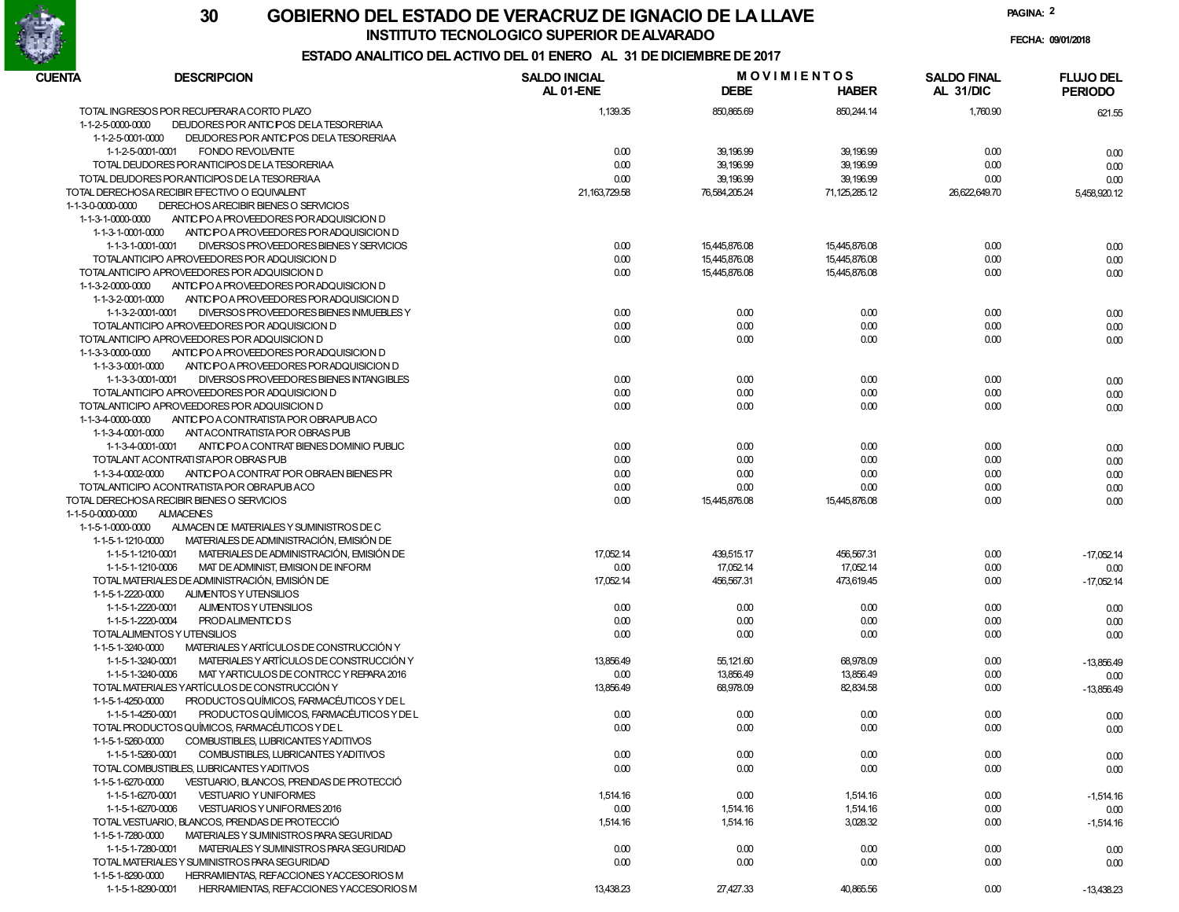# GOBIERNO DEL ESTADO DE VERACRUZ DE IGNACIO DE LA LLAVE

## INSTITUTO TECNOLOGICO SUPERIOR DE ALVARADO

### ESTADO ANALITICO DEL ACTIVO DEL 01 ENERO AL 31 DE DICIEMBRE DE 2017

FECHA: 09/01/2018

| CUENTA | DESCRIPCION | SALDO INICIAL AL 01-ENE | MOVIMIENTOS DEBE | MOVIMIENTOS HABER | SALDO FINAL AL 31/DIC | FLUJO DEL PERIODO |
|---|---|---|---|---|---|---|
| | TOTAL INGRESOS POR RECUPERAR A CORTO PLAZO | 1,139.35 | 850,865.69 | 850,244.14 | 1,760.90 | 621.55 |
| 1-1-2-5-0000-0000 | DEUDORES POR ANTICIPOS DE LA TESORERIAA | | | | | |
| 1-1-2-5-0001-0000 | DEUDORES POR ANTICIPOS DE LA TESORERIAA | | | | | |
| 1-1-2-5-0001-0001 | FONDO REVOLVENTE | 0.00 | 39,196.99 | 39,196.99 | 0.00 | 0.00 |
| | TOTAL DEUDORES POR ANTICIPOS DE LA TESORERIAA | 0.00 | 39,196.99 | 39,196.99 | 0.00 | 0.00 |
| | TOTAL DEUDORES POR ANTICIPOS DE LA TESORERIAA | 0.00 | 39,196.99 | 39,196.99 | 0.00 | 0.00 |
| | TOTAL DERECHOS A RECIBIR EFECTIVO O EQUIVALENT | 21,163,729.58 | 76,584,205.24 | 71,125,285.12 | 26,622,649.70 | 5,458,920.12 |
| 1-1-3-0-0000-0000 | DERECHOS A RECIBIR BIENES O SERVICIOS | | | | | |
| 1-1-3-1-0000-0000 | ANTICIPO A PROVEEDORES POR ADQUISICION D | | | | | |
| 1-1-3-1-0001-0000 | ANTICIPO A PROVEEDORES POR ADQUISICION D | | | | | |
| 1-1-3-1-0001-0001 | DIVERSOS PROVEEDORES BIENES Y SERVICIOS | 0.00 | 15,445,876.08 | 15,445,876.08 | 0.00 | 0.00 |
| | TOTAL ANTICIPO A PROVEEDORES POR ADQUISICION D | 0.00 | 15,445,876.08 | 15,445,876.08 | 0.00 | 0.00 |
| | TOTAL ANTICIPO A PROVEEDORES POR ADQUISICION D | 0.00 | 15,445,876.08 | 15,445,876.08 | 0.00 | 0.00 |
| 1-1-3-2-0000-0000 | ANTICIPO A PROVEEDORES POR ADQUISICION D | | | | | |
| 1-1-3-2-0001-0000 | ANTICIPO A PROVEEDORES POR ADQUISICION D | | | | | |
| 1-1-3-2-0001-0001 | DIVERSOS PROVEEDORES BIENES INMUEBLES Y | 0.00 | 0.00 | 0.00 | 0.00 | 0.00 |
| | TOTAL ANTICIPO A PROVEEDORES POR ADQUISICION D | 0.00 | 0.00 | 0.00 | 0.00 | 0.00 |
| | TOTAL ANTICIPO A PROVEEDORES POR ADQUISICION D | 0.00 | 0.00 | 0.00 | 0.00 | 0.00 |
| 1-1-3-3-0000-0000 | ANTICIPO A PROVEEDORES POR ADQUISICION D | | | | | |
| 1-1-3-3-0001-0000 | ANTICIPO A PROVEEDORES POR ADQUISICION D | | | | | |
| 1-1-3-3-0001-0001 | DIVERSOS PROVEEDORES BIENES INTANGIBLES | 0.00 | 0.00 | 0.00 | 0.00 | 0.00 |
| | TOTAL ANTICIPO A PROVEEDORES POR ADQUISICION D | 0.00 | 0.00 | 0.00 | 0.00 | 0.00 |
| | TOTAL ANTICIPO A PROVEEDORES POR ADQUISICION D | 0.00 | 0.00 | 0.00 | 0.00 | 0.00 |
| 1-1-3-4-0000-0000 | ANTICIPO A CONTRATISTA POR OBRA PUB ACO | | | | | |
| 1-1-3-4-0001-0000 | ANT A CONTRATISTA POR OBRAS PUB | | | | | |
| 1-1-3-4-0001-0001 | ANTICIPO A CONTRAT BIENES DOMINIO PUBLIC | 0.00 | 0.00 | 0.00 | 0.00 | 0.00 |
| | TOTAL ANT A CONTRATISTA POR OBRAS PUB | 0.00 | 0.00 | 0.00 | 0.00 | 0.00 |
| 1-1-3-4-0002-0000 | ANTICIPO A CONTRAT POR OBRA EN BIENES PR | 0.00 | 0.00 | 0.00 | 0.00 | 0.00 |
| | TOTAL ANTICIPO A CONTRATISTA POR OBRA PUB ACO | 0.00 | 0.00 | 0.00 | 0.00 | 0.00 |
| | TOTAL DERECHOS A RECIBIR BIENES O SERVICIOS | 0.00 | 15,445,876.08 | 15,445,876.08 | 0.00 | 0.00 |
| 1-1-5-0-0000-0000 | ALMACENES | | | | | |
| 1-1-5-1-0000-0000 | ALMACEN DE MATERIALES Y SUMINISTROS DE C | | | | | |
| 1-1-5-1-1210-0000 | MATERIALES DE ADMINISTRACIÓN, EMISIÓN DE | | | | | |
| 1-1-5-1-1210-0001 | MATERIALES DE ADMINISTRACIÓN, EMISIÓN DE | 17,052.14 | 439,515.17 | 456,567.31 | 0.00 | -17,052.14 |
| 1-1-5-1-1210-0006 | MAT DE ADMINIST, EMISION DE INFORM | 0.00 | 17,052.14 | 17,052.14 | 0.00 | 0.00 |
| | TOTAL MATERIALES DE ADMINISTRACIÓN, EMISIÓN DE | 17,052.14 | 456,567.31 | 473,619.45 | 0.00 | -17,052.14 |
| 1-1-5-1-2220-0000 | ALIMENTOS Y UTENSILIOS | | | | | |
| 1-1-5-1-2220-0001 | ALIMENTOS Y UTENSILIOS | 0.00 | 0.00 | 0.00 | 0.00 | 0.00 |
| 1-1-5-1-2220-0004 | PROD ALIMENTICIOS | 0.00 | 0.00 | 0.00 | 0.00 | 0.00 |
| | TOTAL ALIMENTOS Y UTENSILIOS | 0.00 | 0.00 | 0.00 | 0.00 | 0.00 |
| 1-1-5-1-3240-0000 | MATERIALES Y ARTÍCULOS DE CONSTRUCCIÓN Y | | | | | |
| 1-1-5-1-3240-0001 | MATERIALES Y ARTÍCULOS DE CONSTRUCCIÓN Y | 13,856.49 | 55,121.60 | 68,978.09 | 0.00 | -13,856.49 |
| 1-1-5-1-3240-0006 | MAT Y ARTICULOS DE CONTRCC Y REPARA 2016 | 0.00 | 13,856.49 | 13,856.49 | 0.00 | 0.00 |
| | TOTAL MATERIALES Y ARTÍCULOS DE CONSTRUCCIÓN Y | 13,856.49 | 68,978.09 | 82,834.58 | 0.00 | -13,856.49 |
| 1-1-5-1-4250-0000 | PRODUCTOS QUÍMICOS, FARMACÉUTICOS Y DE L | | | | | |
| 1-1-5-1-4250-0001 | PRODUCTOS QUÍMICOS, FARMACÉUTICOS Y DE L | 0.00 | 0.00 | 0.00 | 0.00 | 0.00 |
| | TOTAL PRODUCTOS QUÍMICOS, FARMACÉUTICOS Y DE L | 0.00 | 0.00 | 0.00 | 0.00 | 0.00 |
| 1-1-5-1-5260-0000 | COMBUSTIBLES, LUBRICANTES Y ADITIVOS | | | | | |
| 1-1-5-1-5260-0001 | COMBUSTIBLES, LUBRICANTES Y ADITIVOS | 0.00 | 0.00 | 0.00 | 0.00 | 0.00 |
| | TOTAL COMBUSTIBLES, LUBRICANTES Y ADITIVOS | 0.00 | 0.00 | 0.00 | 0.00 | 0.00 |
| 1-1-5-1-6270-0000 | VESTUARIO, BLANCOS, PRENDAS DE PROTECCIÓ | | | | | |
| 1-1-5-1-6270-0001 | VESTUARIO Y UNIFORMES | 1,514.16 | 0.00 | 1,514.16 | 0.00 | -1,514.16 |
| 1-1-5-1-6270-0006 | VESTUARIOS Y UNIFORMES 2016 | 0.00 | 1,514.16 | 1,514.16 | 0.00 | 0.00 |
| | TOTAL VESTUARIO, BLANCOS, PRENDAS DE PROTECCIÓ | 1,514.16 | 1,514.16 | 3,028.32 | 0.00 | -1,514.16 |
| 1-1-5-1-7280-0000 | MATERIALES Y SUMINISTROS PARA SEGURIDAD | | | | | |
| 1-1-5-1-7280-0001 | MATERIALES Y SUMINISTROS PARA SEGURIDAD | 0.00 | 0.00 | 0.00 | 0.00 | 0.00 |
| | TOTAL MATERIALES Y SUMINISTROS PARA SEGURIDAD | 0.00 | 0.00 | 0.00 | 0.00 | 0.00 |
| 1-1-5-1-8290-0000 | HERRAMIENTAS, REFACCIONES Y ACCESORIOS M | | | | | |
| 1-1-5-1-8290-0001 | HERRAMIENTAS, REFACCIONES Y ACCESORIOS M | 13,438.23 | 27,427.33 | 40,865.56 | 0.00 | -13,438.23 |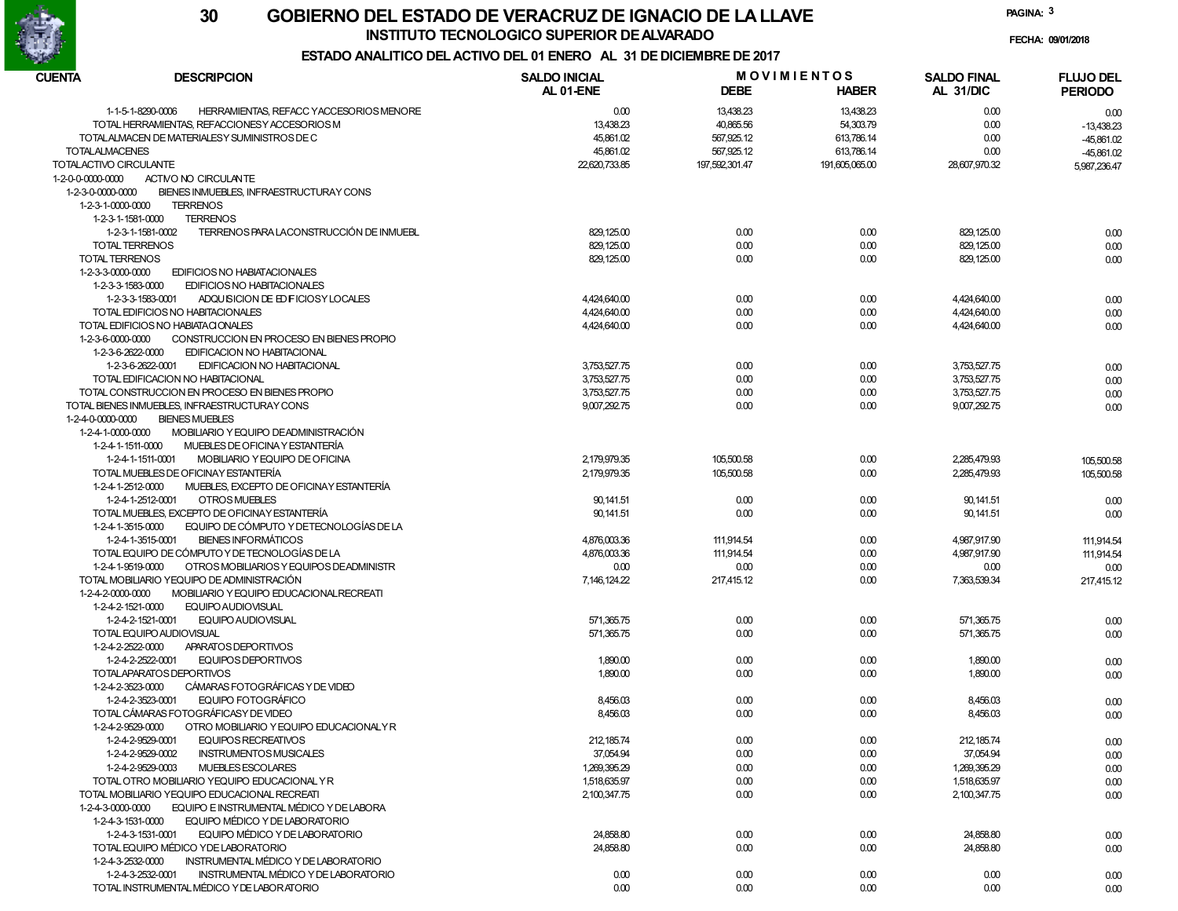# 30 GOBIERNO DEL ESTADO DE VERACRUZ DE IGNACIO DE LA LLAVE

## INSTITUTO TECNOLOGICO SUPERIOR DE ALVARADO

### ESTADO ANALITICO DEL ACTIVO DEL 01 ENERO AL 31 DE DICIEMBRE DE 2017

FECHA: 09/01/2018

| CUENTA | DESCRIPCION | SALDO INICIAL AL 01-ENE | MOVIMIENTOS DEBE | MOVIMIENTOS HABER | SALDO FINAL AL 31/DIC | FLUJO DEL PERIODO |
|---|---|---|---|---|---|---|
| 1-1-5-1-8290-0006 | HERRAMIENTAS, REFACC Y ACCESORIOS MENORE | 0.00 | 13,438.23 | 13,438.23 | 0.00 | 0.00 |
| | TOTAL HERRAMIENTAS, REFACCIONES Y ACCESORIOS M | 13,438.23 | 40,865.56 | 54,303.79 | 0.00 | -13,438.23 |
| | TOTAL ALMACEN DE MATERIALES Y SUMINISTROS DE C | 45,861.02 | 567,925.12 | 613,786.14 | 0.00 | -45,861.02 |
| | TOTAL ALMACENES | 45,861.02 | 567,925.12 | 613,786.14 | 0.00 | -45,861.02 |
| | TOTAL ACTIVO CIRCULANTE | 22,620,733.85 | 197,592,301.47 | 191,605,065.00 | 28,607,970.32 | 5,987,236.47 |
| 1-2-0-0-0000-0000 | ACTIVO NO CIRCULANTE | | | | | |
| 1-2-3-0-0000-0000 | BIENES INMUEBLES, INFRAESTRUCTURA Y CONS | | | | | |
| 1-2-3-1-0000-0000 | TERRENOS | | | | | |
| 1-2-3-1-1581-0000 | TERRENOS | | | | | |
| 1-2-3-1-1581-0002 | TERRENOS PARA LA CONSTRUCCIÓN DE INMUEBL | 829,125.00 | 0.00 | 0.00 | 829,125.00 | 0.00 |
| | TOTAL TERRENOS | 829,125.00 | 0.00 | 0.00 | 829,125.00 | 0.00 |
| | TOTAL TERRENOS | 829,125.00 | 0.00 | 0.00 | 829,125.00 | 0.00 |
| 1-2-3-3-0000-0000 | EDIFICIOS NO HABITACIONALES | | | | | |
| 1-2-3-3-1583-0000 | EDIFICIOS NO HABITACIONALES | | | | | |
| 1-2-3-3-1583-0001 | ADQUISICION DE EDIFICIOS Y LOCALES | 4,424,640.00 | 0.00 | 0.00 | 4,424,640.00 | 0.00 |
| | TOTAL EDIFICIOS NO HABITACIONALES | 4,424,640.00 | 0.00 | 0.00 | 4,424,640.00 | 0.00 |
| | TOTAL EDIFICIOS NO HABIATACIONALES | 4,424,640.00 | 0.00 | 0.00 | 4,424,640.00 | 0.00 |
| 1-2-3-6-0000-0000 | CONSTRUCCION EN PROCESO EN BIENES PROPIO | | | | | |
| 1-2-3-6-2622-0000 | EDIFICACION NO HABITACIONAL | | | | | |
| 1-2-3-6-2622-0001 | EDIFICACION NO HABITACIONAL | 3,753,527.75 | 0.00 | 0.00 | 3,753,527.75 | 0.00 |
| | TOTAL EDIFICACION NO HABITACIONAL | 3,753,527.75 | 0.00 | 0.00 | 3,753,527.75 | 0.00 |
| | TOTAL CONSTRUCCION EN PROCESO EN BIENES PROPIO | 3,753,527.75 | 0.00 | 0.00 | 3,753,527.75 | 0.00 |
| | TOTAL BIENES INMUEBLES, INFRAESTRUCTURA Y CONS | 9,007,292.75 | 0.00 | 0.00 | 9,007,292.75 | 0.00 |
| 1-2-4-0-0000-0000 | BIENES MUEBLES | | | | | |
| 1-2-4-1-0000-0000 | MOBILIARIO Y EQUIPO DE ADMINISTRACIÓN | | | | | |
| 1-2-4-1-1511-0000 | MUEBLES DE OFICINA Y ESTANTERÍA | | | | | |
| 1-2-4-1-1511-0001 | MOBILIARIO Y EQUIPO DE OFICINA | 2,179,979.35 | 105,500.58 | 0.00 | 2,285,479.93 | 105,500.58 |
| | TOTAL MUEBLES DE OFICINA Y ESTANTERÍA | 2,179,979.35 | 105,500.58 | 0.00 | 2,285,479.93 | 105,500.58 |
| 1-2-4-1-2512-0000 | MUEBLES, EXCEPTO DE OFICINA Y ESTANTERÍA | | | | | |
| 1-2-4-1-2512-0001 | OTROS MUEBLES | 90,141.51 | 0.00 | 0.00 | 90,141.51 | 0.00 |
| | TOTAL MUEBLES, EXCEPTO DE OFICINA Y ESTANTERÍA | 90,141.51 | 0.00 | 0.00 | 90,141.51 | 0.00 |
| 1-2-4-1-3515-0000 | EQUIPO DE CÓMPUTO Y DE TECNOLOGÍAS DE LA | | | | | |
| 1-2-4-1-3515-0001 | BIENES INFORMÁTICOS | 4,876,003.36 | 111,914.54 | 0.00 | 4,987,917.90 | 111,914.54 |
| | TOTAL EQUIPO DE CÓMPUTO Y DE TECNOLOGÍAS DE LA | 4,876,003.36 | 111,914.54 | 0.00 | 4,987,917.90 | 111,914.54 |
| 1-2-4-1-9519-0000 | OTROS MOBILIARIOS Y EQUIPOS DE ADMINISTR | 0.00 | 0.00 | 0.00 | 0.00 | 0.00 |
| | TOTAL MOBILIARIO Y EQUIPO DE ADMINISTRACIÓN | 7,146,124.22 | 217,415.12 | 0.00 | 7,363,539.34 | 217,415.12 |
| 1-2-4-2-0000-0000 | MOBILIARIO Y EQUIPO EDUCACIONAL RECREATI | | | | | |
| 1-2-4-2-1521-0000 | EQUIPO AUDIOVISUAL | | | | | |
| 1-2-4-2-1521-0001 | EQUIPO AUDIOVISUAL | 571,365.75 | 0.00 | 0.00 | 571,365.75 | 0.00 |
| | TOTAL EQUIPO AUDIOVISUAL | 571,365.75 | 0.00 | 0.00 | 571,365.75 | 0.00 |
| 1-2-4-2-2522-0000 | APARATOS DEPORTIVOS | | | | | |
| 1-2-4-2-2522-0001 | EQUIPOS DEPORTIVOS | 1,890.00 | 0.00 | 0.00 | 1,890.00 | 0.00 |
| | TOTAL APARATOS DEPORTIVOS | 1,890.00 | 0.00 | 0.00 | 1,890.00 | 0.00 |
| 1-2-4-2-3523-0000 | CÁMARAS FOTOGRÁFICAS Y DE VIDEO | | | | | |
| 1-2-4-2-3523-0001 | EQUIPO FOTOGRÁFICO | 8,456.03 | 0.00 | 0.00 | 8,456.03 | 0.00 |
| | TOTAL CÁMARAS FOTOGRÁFICAS Y DE VIDEO | 8,456.03 | 0.00 | 0.00 | 8,456.03 | 0.00 |
| 1-2-4-2-9529-0000 | OTRO MOBILIARIO Y EQUIPO EDUCACIONAL Y R | | | | | |
| 1-2-4-2-9529-0001 | EQUIPOS RECREATIVOS | 212,185.74 | 0.00 | 0.00 | 212,185.74 | 0.00 |
| 1-2-4-2-9529-0002 | INSTRUMENTOS MUSICALES | 37,054.94 | 0.00 | 0.00 | 37,054.94 | 0.00 |
| 1-2-4-2-9529-0003 | MUEBLES ESCOLARES | 1,269,395.29 | 0.00 | 0.00 | 1,269,395.29 | 0.00 |
| | TOTAL OTRO MOBILIARIO Y EQUIPO EDUCACIONAL Y R | 1,518,635.97 | 0.00 | 0.00 | 1,518,635.97 | 0.00 |
| | TOTAL MOBILIARIO Y EQUIPO EDUCACIONAL RECREATI | 2,100,347.75 | 0.00 | 0.00 | 2,100,347.75 | 0.00 |
| 1-2-4-3-0000-0000 | EQUIPO E INSTRUMENTAL MÉDICO Y DE LABORA | | | | | |
| 1-2-4-3-1531-0000 | EQUIPO MÉDICO Y DE LABORATORIO | | | | | |
| 1-2-4-3-1531-0001 | EQUIPO MÉDICO Y DE LABORATORIO | 24,858.80 | 0.00 | 0.00 | 24,858.80 | 0.00 |
| | TOTAL EQUIPO MÉDICO Y DE LABORATORIO | 24,858.80 | 0.00 | 0.00 | 24,858.80 | 0.00 |
| 1-2-4-3-2532-0000 | INSTRUMENTAL MÉDICO Y DE LABORATORIO | | | | | |
| 1-2-4-3-2532-0001 | INSTRUMENTAL MÉDICO Y DE LABORATORIO | 0.00 | 0.00 | 0.00 | 0.00 | 0.00 |
| | TOTAL INSTRUMENTAL MÉDICO Y DE LABORATORIO | 0.00 | 0.00 | 0.00 | 0.00 | 0.00 |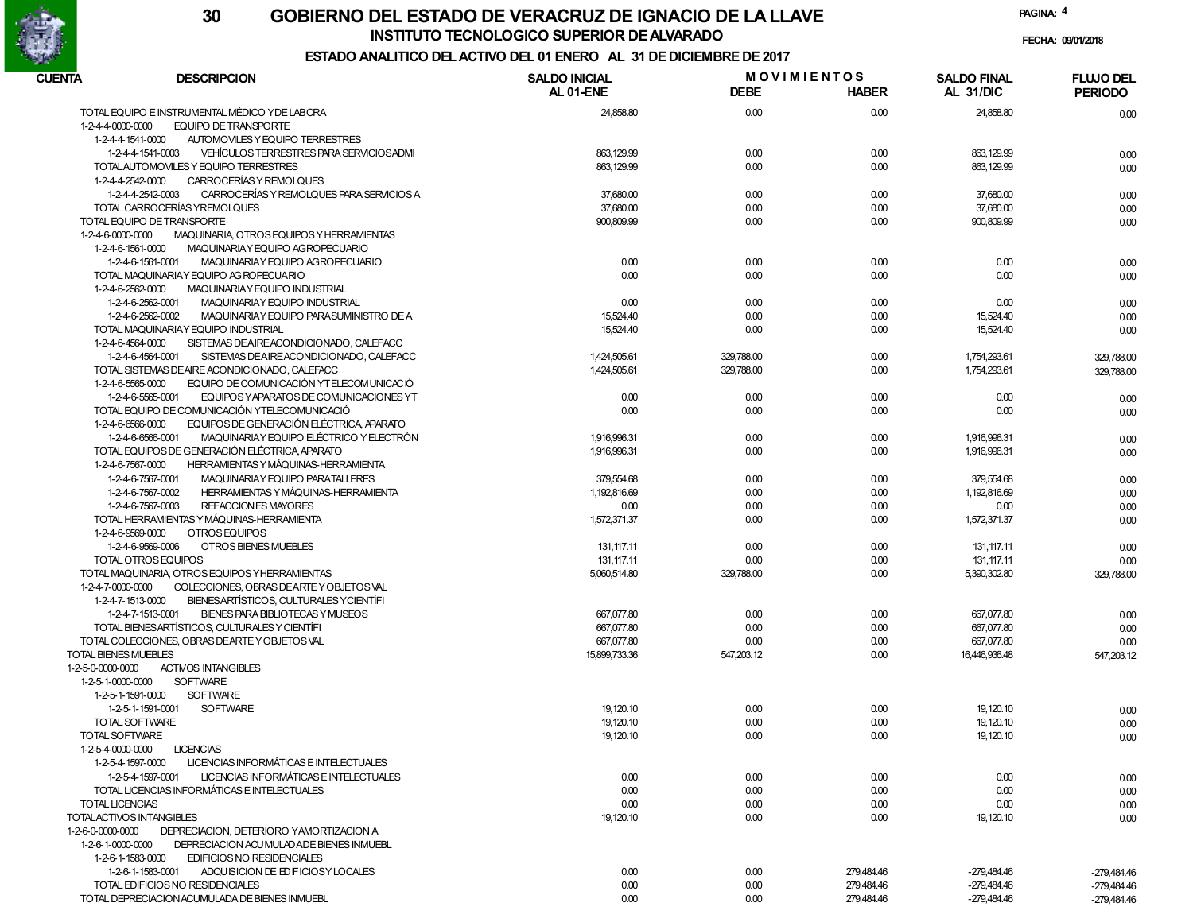# GOBIERNO DEL ESTADO DE VERACRUZ DE IGNACIO DE LA LLAVE

## INSTITUTO TECNOLOGICO SUPERIOR DE ALVARADO

### ESTADO ANALITICO DEL ACTIVO DEL 01 ENERO AL 31 DE DICIEMBRE DE 2017

FECHA: 09/01/2018

| CUENTA | DESCRIPCION | SALDO INICIAL AL 01-ENE | MOVIMIENTOS DEBE | HABER | SALDO FINAL AL 31/DIC | FLUJO DEL PERIODO |
|---|---|---|---|---|---|---|
| | TOTAL EQUIPO E INSTRUMENTAL MÉDICO Y DE LABORA | 24,858.80 | 0.00 | 0.00 | 24,858.80 | 0.00 |
| 1-2-4-4-0000-0000 | EQUIPO DE TRANSPORTE | | | | | |
| 1-2-4-4-1541-0000 | AUTOMOVILES Y EQUIPO TERRESTRES | | | | | |
| 1-2-4-4-1541-0003 | VEHÍCULOS TERRESTRES PARA SERVICIOS ADMI | 863,129.99 | 0.00 | 0.00 | 863,129.99 | 0.00 |
| | TOTAL AUTOMOVILES Y EQUIPO TERRESTRES | 863,129.99 | 0.00 | 0.00 | 863,129.99 | 0.00 |
| 1-2-4-4-2542-0000 | CARROCERÍAS Y REMOLQUES | | | | | |
| 1-2-4-4-2542-0003 | CARROCERÍAS Y REMOLQUES PARA SERVICIOS A | 37,680.00 | 0.00 | 0.00 | 37,680.00 | 0.00 |
| | TOTAL CARROCERÍAS Y REMOLQUES | 37,680.00 | 0.00 | 0.00 | 37,680.00 | 0.00 |
| | TOTAL EQUIPO DE TRANSPORTE | 900,809.99 | 0.00 | 0.00 | 900,809.99 | 0.00 |
| 1-2-4-6-0000-0000 | MAQUINARIA, OTROS EQUIPOS Y HERRAMIENTAS | | | | | |
| 1-2-4-6-1561-0000 | MAQUINARIA Y EQUIPO AGROPECUARIO | | | | | |
| 1-2-4-6-1561-0001 | MAQUINARIA Y EQUIPO AGROPECUARIO | 0.00 | 0.00 | 0.00 | 0.00 | 0.00 |
| | TOTAL MAQUINARIA Y EQUIPO AGROPECUARIO | 0.00 | 0.00 | 0.00 | 0.00 | 0.00 |
| 1-2-4-6-2562-0000 | MAQUINARIA Y EQUIPO INDUSTRIAL | | | | | |
| 1-2-4-6-2562-0001 | MAQUINARIA Y EQUIPO INDUSTRIAL | 0.00 | 0.00 | 0.00 | 0.00 | 0.00 |
| 1-2-4-6-2562-0002 | MAQUINARIA Y EQUIPO PARA SUMINISTRO DE A | 15,524.40 | 0.00 | 0.00 | 15,524.40 | 0.00 |
| | TOTAL MAQUINARIA Y EQUIPO INDUSTRIAL | 15,524.40 | 0.00 | 0.00 | 15,524.40 | 0.00 |
| 1-2-4-6-4564-0000 | SISTEMAS DE AIRE ACONDICIONADO, CALEFACC | | | | | |
| 1-2-4-6-4564-0001 | SISTEMAS DE AIRE ACONDICIONADO, CALEFACC | 1,424,505.61 | 329,788.00 | 0.00 | 1,754,293.61 | 329,788.00 |
| | TOTAL SISTEMAS DE AIRE ACONDICIONADO, CALEFACC | 1,424,505.61 | 329,788.00 | 0.00 | 1,754,293.61 | 329,788.00 |
| 1-2-4-6-5565-0000 | EQUIPO DE COMUNICACIÓN Y TELECOMUNICACIÓ | | | | | |
| 1-2-4-6-5565-0001 | EQUIPOS Y APARATOS DE COMUNICACIONES Y T | 0.00 | 0.00 | 0.00 | 0.00 | 0.00 |
| | TOTAL EQUIPO DE COMUNICACIÓN Y TELECOMUNICACIÓ | 0.00 | 0.00 | 0.00 | 0.00 | 0.00 |
| 1-2-4-6-6566-0000 | EQUIPOS DE GENERACIÓN ELÉCTRICA, APARATO | | | | | |
| 1-2-4-6-6566-0001 | MAQUINARIA Y EQUIPO ELÉCTRICO Y ELECTRÓN | 1,916,996.31 | 0.00 | 0.00 | 1,916,996.31 | 0.00 |
| | TOTAL EQUIPOS DE GENERACIÓN ELÉCTRICA, APARATO | 1,916,996.31 | 0.00 | 0.00 | 1,916,996.31 | 0.00 |
| 1-2-4-6-7567-0000 | HERRAMIENTAS Y MÁQUINAS-HERRAMIENTA | | | | | |
| 1-2-4-6-7567-0001 | MAQUINARIA Y EQUIPO PARA TALLERES | 379,554.68 | 0.00 | 0.00 | 379,554.68 | 0.00 |
| 1-2-4-6-7567-0002 | HERRAMIENTAS Y MÁQUINAS-HERRAMIENTA | 1,192,816.69 | 0.00 | 0.00 | 1,192,816.69 | 0.00 |
| 1-2-4-6-7567-0003 | REFACCIONES MAYORES | 0.00 | 0.00 | 0.00 | 0.00 | 0.00 |
| | TOTAL HERRAMIENTAS Y MÁQUINAS-HERRAMIENTA | 1,572,371.37 | 0.00 | 0.00 | 1,572,371.37 | 0.00 |
| 1-2-4-6-9569-0000 | OTROS EQUIPOS | | | | | |
| 1-2-4-6-9569-0006 | OTROS BIENES MUEBLES | 131,117.11 | 0.00 | 0.00 | 131,117.11 | 0.00 |
| | TOTAL OTROS EQUIPOS | 131,117.11 | 0.00 | 0.00 | 131,117.11 | 0.00 |
| | TOTAL MAQUINARIA, OTROS EQUIPOS Y HERRAMIENTAS | 5,060,514.80 | 329,788.00 | 0.00 | 5,390,302.80 | 329,788.00 |
| 1-2-4-7-0000-0000 | COLECCIONES, OBRAS DE ARTE Y OBJETOS VAL | | | | | |
| 1-2-4-7-1513-0000 | BIENES ARTÍSTICOS, CULTURALES Y CIENTÍFI | | | | | |
| 1-2-4-7-1513-0001 | BIENES PARA BIBLIOTECAS Y MUSEOS | 667,077.80 | 0.00 | 0.00 | 667,077.80 | 0.00 |
| | TOTAL BIENES ARTÍSTICOS, CULTURALES Y CIENTÍFI | 667,077.80 | 0.00 | 0.00 | 667,077.80 | 0.00 |
| | TOTAL COLECCIONES, OBRAS DE ARTE Y OBJETOS VAL | 667,077.80 | 0.00 | 0.00 | 667,077.80 | 0.00 |
| | TOTAL BIENES MUEBLES | 15,899,733.36 | 547,203.12 | 0.00 | 16,446,936.48 | 547,203.12 |
| 1-2-5-0-0000-0000 | ACTIVOS INTANGIBLES | | | | | |
| 1-2-5-1-0000-0000 | SOFTWARE | | | | | |
| 1-2-5-1-1591-0000 | SOFTWARE | | | | | |
| 1-2-5-1-1591-0001 | SOFTWARE | 19,120.10 | 0.00 | 0.00 | 19,120.10 | 0.00 |
| | TOTAL SOFTWARE | 19,120.10 | 0.00 | 0.00 | 19,120.10 | 0.00 |
| | TOTAL SOFTWARE | 19,120.10 | 0.00 | 0.00 | 19,120.10 | 0.00 |
| 1-2-5-4-0000-0000 | LICENCIAS | | | | | |
| 1-2-5-4-1597-0000 | LICENCIAS INFORMÁTICAS E INTELECTUALES | | | | | |
| 1-2-5-4-1597-0001 | LICENCIAS INFORMÁTICAS E INTELECTUALES | 0.00 | 0.00 | 0.00 | 0.00 | 0.00 |
| | TOTAL LICENCIAS INFORMÁTICAS E INTELECTUALES | 0.00 | 0.00 | 0.00 | 0.00 | 0.00 |
| | TOTAL LICENCIAS | 0.00 | 0.00 | 0.00 | 0.00 | 0.00 |
| | TOTAL ACTIVOS INTANGIBLES | 19,120.10 | 0.00 | 0.00 | 19,120.10 | 0.00 |
| 1-2-6-0-0000-0000 | DEPRECIACION, DETERIORO Y AMORTIZACION A | | | | | |
| 1-2-6-1-0000-0000 | DEPRECIACION ACUMULADA DE BIENES INMUEBL | | | | | |
| 1-2-6-1-1583-0000 | EDIFICIOS NO RESIDENCIALES | | | | | |
| 1-2-6-1-1583-0001 | ADQUISICION DE EDIFICIOS Y LOCALES | 0.00 | 0.00 | 279,484.46 | -279,484.46 | -279,484.46 |
| | TOTAL EDIFICIOS NO RESIDENCIALES | 0.00 | 0.00 | 279,484.46 | -279,484.46 | -279,484.46 |
| | TOTAL DEPRECIACION ACUMULADA DE BIENES INMUEBL | 0.00 | 0.00 | 279,484.46 | -279,484.46 | -279,484.46 |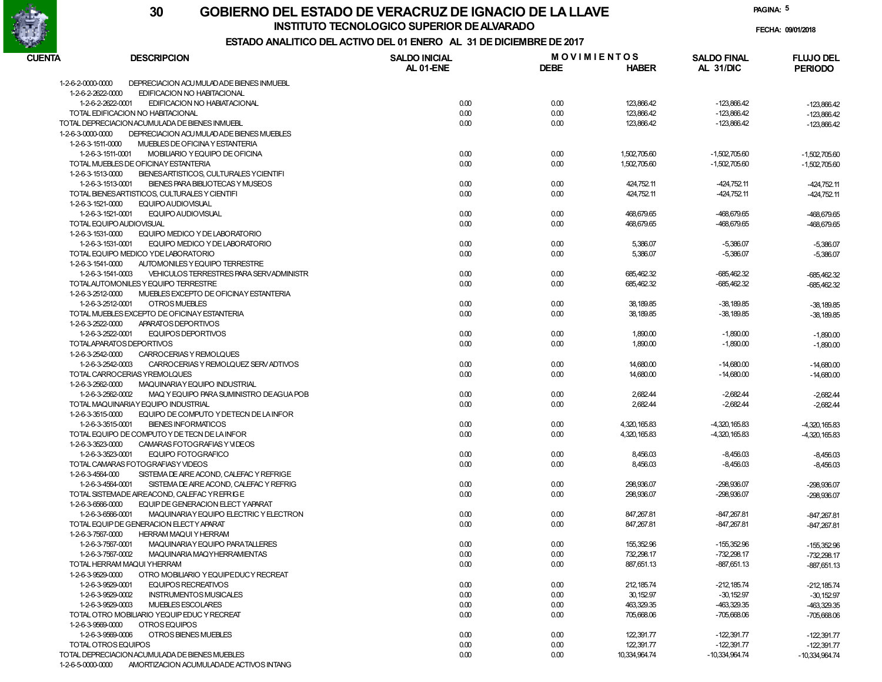# GOBIERNO DEL ESTADO DE VERACRUZ DE IGNACIO DE LA LLAVE

## INSTITUTO TECNOLOGICO SUPERIOR DE ALVARADO

### ESTADO ANALITICO DEL ACTIVO DEL 01 ENERO AL 31 DE DICIEMBRE DE 2017

FECHA: 09/01/2018

| CUENTA | DESCRIPCION | SALDO INICIAL AL 01-ENE | MOVIMIENTOS DEBE | MOVIMIENTOS HABER | SALDO FINAL AL 31/DIC | FLUJO DEL PERIODO |
|---|---|---|---|---|---|---|
| 1-2-6-2-0000-0000 | DEPRECIACION ACUMULADA DE BIENES INMUEBL | | | | | |
| 1-2-6-2-2622-0000 | EDIFICACION NO HABITACIONAL | | | | | |
| 1-2-6-2-2622-0001 | EDIFICACION NO HABIATACIONAL | 0.00 | 0.00 | 123,866.42 | -123,866.42 | -123,866.42 |
| | TOTAL EDIFICACION NO HABITACIONAL | 0.00 | 0.00 | 123,866.42 | -123,866.42 | -123,866.42 |
| | TOTAL DEPRECIACION ACUMULADA DE BIENES INMUEBL | 0.00 | 0.00 | 123,866.42 | -123,866.42 | -123,866.42 |
| 1-2-6-3-0000-0000 | DEPRECIACION ACUMULADA DE BIENES MUEBLES | | | | | |
| 1-2-6-3-1511-0000 | MUEBLES DE OFICINA Y ESTANTERIA | | | | | |
| 1-2-6-3-1511-0001 | MOBILIARIO Y EQUIPO DE OFICINA | 0.00 | 0.00 | 1,502,705.60 | -1,502,705.60 | -1,502,705.60 |
| | TOTAL MUEBLES DE OFICINA Y ESTANTERIA | 0.00 | 0.00 | 1,502,705.60 | -1,502,705.60 | -1,502,705.60 |
| 1-2-6-3-1513-0000 | BIENES ARTISTICOS, CULTURALES Y CIENTIFI | | | | | |
| 1-2-6-3-1513-0001 | BIENES PARA BIBLIOTECAS Y MUSEOS | 0.00 | 0.00 | 424,752.11 | -424,752.11 | -424,752.11 |
| | TOTAL BIENES ARTISTICOS, CULTURALES Y CIENTIFI | 0.00 | 0.00 | 424,752.11 | -424,752.11 | -424,752.11 |
| 1-2-6-3-1521-0000 | EQUIPO AUDIOVISUAL | | | | | |
| 1-2-6-3-1521-0001 | EQUIPO AUDIOVISUAL | 0.00 | 0.00 | 468,679.65 | -468,679.65 | -468,679.65 |
| | TOTAL EQUIPO AUDIOVISUAL | 0.00 | 0.00 | 468,679.65 | -468,679.65 | -468,679.65 |
| 1-2-6-3-1531-0000 | EQUIPO MEDICO Y DE LABORATORIO | | | | | |
| 1-2-6-3-1531-0001 | EQUIPO MEDICO Y DE LABORATORIO | 0.00 | 0.00 | 5,386.07 | -5,386.07 | -5,386.07 |
| | TOTAL EQUIPO MEDICO Y DE LABORATORIO | 0.00 | 0.00 | 5,386.07 | -5,386.07 | -5,386.07 |
| 1-2-6-3-1541-0000 | AUTOMONILES Y EQUIPO TERRESTRE | | | | | |
| 1-2-6-3-1541-0003 | VEHICULOS TERRESTRES PARA SERV ADMINISTR | 0.00 | 0.00 | 685,462.32 | -685,462.32 | -685,462.32 |
| | TOTAL AUTOMONILES Y EQUIPO TERRESTRE | 0.00 | 0.00 | 685,462.32 | -685,462.32 | -685,462.32 |
| 1-2-6-3-2512-0000 | MUEBLES EXCEPTO DE OFICINA Y ESTANTERIA | | | | | |
| 1-2-6-3-2512-0001 | OTROS MUEBLES | 0.00 | 0.00 | 38,189.85 | -38,189.85 | -38,189.85 |
| | TOTAL MUEBLES EXCEPTO DE OFICINA Y ESTANTERIA | 0.00 | 0.00 | 38,189.85 | -38,189.85 | -38,189.85 |
| 1-2-6-3-2522-0000 | APARATOS DEPORTIVOS | | | | | |
| 1-2-6-3-2522-0001 | EQUIPOS DEPORTIVOS | 0.00 | 0.00 | 1,890.00 | -1,890.00 | -1,890.00 |
| | TOTAL APARATOS DEPORTIVOS | 0.00 | 0.00 | 1,890.00 | -1,890.00 | -1,890.00 |
| 1-2-6-3-2542-0000 | CARROCERIAS Y REMOLQUES | | | | | |
| 1-2-6-3-2542-0003 | CARROCERIAS Y REMOLQUEZ SERV ADTIVOS | 0.00 | 0.00 | 14,680.00 | -14,680.00 | -14,680.00 |
| | TOTAL CARROCERIAS Y REMOLQUES | 0.00 | 0.00 | 14,680.00 | -14,680.00 | -14,680.00 |
| 1-2-6-3-2562-0000 | MAQUINARIA Y EQUIPO INDUSTRIAL | | | | | |
| 1-2-6-3-2562-0002 | MAQ Y EQUIPO PARA SUMINISTRO DE AGUA POB | 0.00 | 0.00 | 2,682.44 | -2,682.44 | -2,682.44 |
| | TOTAL MAQUINARIA Y EQUIPO INDUSTRIAL | 0.00 | 0.00 | 2,682.44 | -2,682.44 | -2,682.44 |
| 1-2-6-3-3515-0000 | EQUIPO DE COMPUTO Y DE TECN DE LA INFOR | | | | | |
| 1-2-6-3-3515-0001 | BIENES INFORMATICOS | 0.00 | 0.00 | 4,320,165.83 | -4,320,165.83 | -4,320,165.83 |
| | TOTAL EQUIPO DE COMPUTO Y DE TECN DE LA INFOR | 0.00 | 0.00 | 4,320,165.83 | -4,320,165.83 | -4,320,165.83 |
| 1-2-6-3-3523-0000 | CAMARAS FOTOGRAFIAS Y VIDEOS | | | | | |
| 1-2-6-3-3523-0001 | EQUIPO FOTOGRAFICO | 0.00 | 0.00 | 8,456.03 | -8,456.03 | -8,456.03 |
| | TOTAL CAMARAS FOTOGRAFIAS Y VIDEOS | 0.00 | 0.00 | 8,456.03 | -8,456.03 | -8,456.03 |
| 1-2-6-3-4564-000 | SISTEMA DE AIRE ACOND, CALEFAC Y REFRIGE | | | | | |
| 1-2-6-3-4564-0001 | SISTEMA DE AIRE ACOND, CALEFAC Y REFRIG | 0.00 | 0.00 | 298,936.07 | -298,936.07 | -298,936.07 |
| | TOTAL SISTEMA DE AIRE ACOND, CALEFAC Y REFRIGE | 0.00 | 0.00 | 298,936.07 | -298,936.07 | -298,936.07 |
| 1-2-6-3-6566-0000 | EQUIP DE GENERACION ELECT Y APARAT | | | | | |
| 1-2-6-3-6566-0001 | MAQUINARIA Y EQUIPO ELECTRIC Y ELECTRON | 0.00 | 0.00 | 847,267.81 | -847,267.81 | -847,267.81 |
| | TOTAL EQUIP DE GENERACION ELECT Y APARAT | 0.00 | 0.00 | 847,267.81 | -847,267.81 | -847,267.81 |
| 1-2-6-3-7567-0000 | HERRAM MAQUI Y HERRAM | | | | | |
| 1-2-6-3-7567-0001 | MAQUINARIA Y EQUIPO PARA TALLERES | 0.00 | 0.00 | 155,352.96 | -155,352.96 | -155,352.96 |
| 1-2-6-3-7567-0002 | MAQUINARIA MAQ Y HERRAMIENTAS | 0.00 | 0.00 | 732,298.17 | -732,298.17 | -732,298.17 |
| | TOTAL HERRAM MAQUI Y HERRAM | 0.00 | 0.00 | 887,651.13 | -887,651.13 | -887,651.13 |
| 1-2-6-3-9529-0000 | OTRO MOBILIARIO Y EQUIP EDUC Y RECREAT | | | | | |
| 1-2-6-3-9529-0001 | EQUIPOS RECREATIVOS | 0.00 | 0.00 | 212,185.74 | -212,185.74 | -212,185.74 |
| 1-2-6-3-9529-0002 | INSTRUMENTOS MUSICALES | 0.00 | 0.00 | 30,152.97 | -30,152.97 | -30,152.97 |
| 1-2-6-3-9529-0003 | MUEBLES ESCOLARES | 0.00 | 0.00 | 463,329.35 | -463,329.35 | -463,329.35 |
| | TOTAL OTRO MOBILIARIO Y EQUIP EDUC Y RECREAT | 0.00 | 0.00 | 705,668.06 | -705,668.06 | -705,668.06 |
| 1-2-6-3-9569-0000 | OTROS EQUIPOS | | | | | |
| 1-2-6-3-9569-0006 | OTROS BIENES MUEBLES | 0.00 | 0.00 | 122,391.77 | -122,391.77 | -122,391.77 |
| | TOTAL OTROS EQUIPOS | 0.00 | 0.00 | 122,391.77 | -122,391.77 | -122,391.77 |
| | TOTAL DEPRECIACION ACUMULADA DE BIENES MUEBLES | 0.00 | 0.00 | 10,334,964.74 | -10,334,964.74 | -10,334,964.74 |
| 1-2-6-5-0000-0000 | AMORTIZACION ACUMULADA DE ACTIVOS INTANG | | | | | |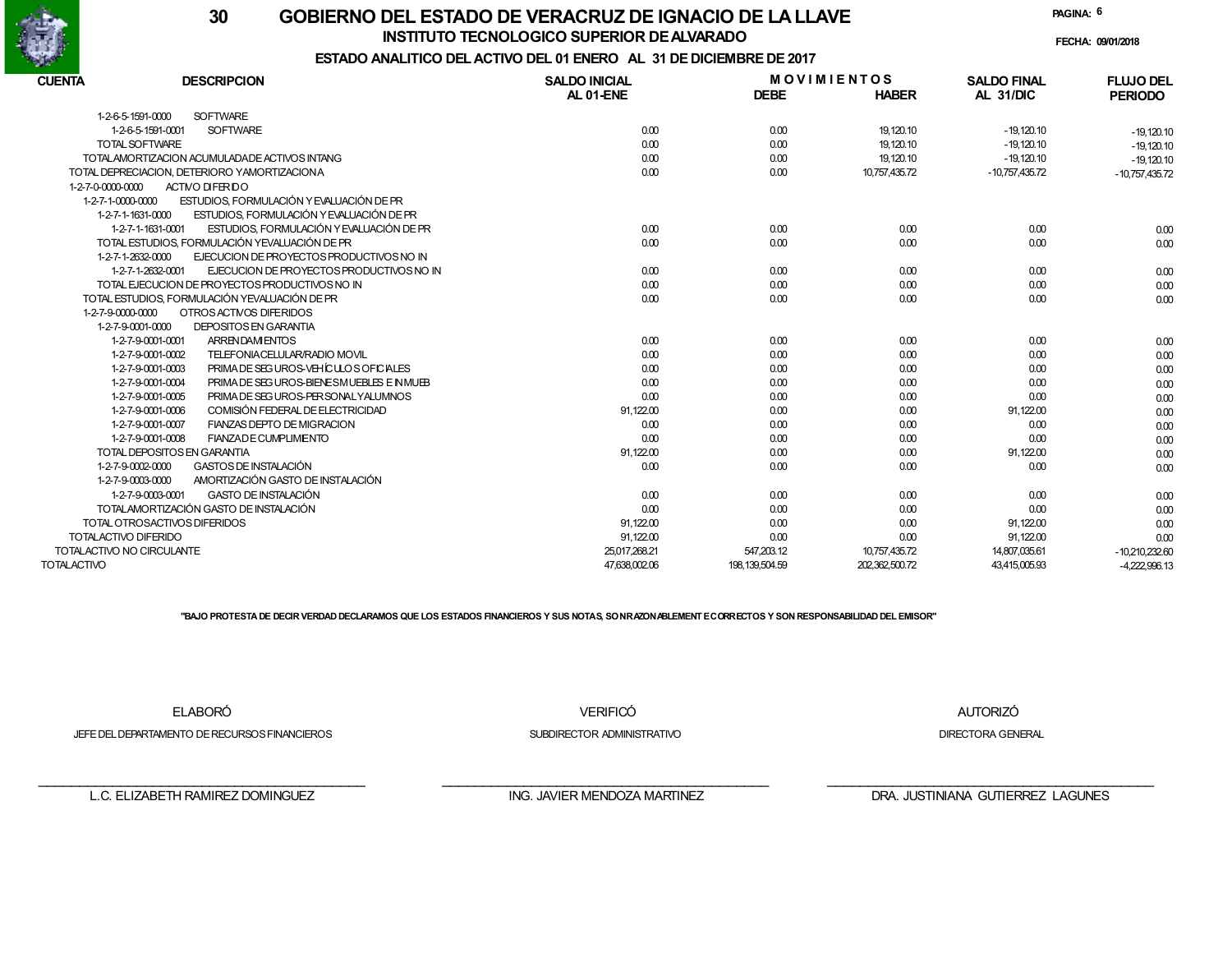# GOBIERNO DEL ESTADO DE VERACRUZ DE IGNACIO DE LA LLAVE

## INSTITUTO TECNOLOGICO SUPERIOR DE ALVARADO

### ESTADO ANALITICO DEL ACTIVO DEL 01 ENERO AL 31 DE DICIEMBRE DE 2017

FECHA: 09/01/2018

| CUENTA | DESCRIPCION | SALDO INICIAL AL 01-ENE | MOVIMIENTOS DEBE | MOVIMIENTOS HABER | SALDO FINAL AL 31/DIC | FLUJO DEL PERIODO |
|---|---|---|---|---|---|---|
| 1-2-6-5-1591-0000 | SOFTWARE | | | | | |
| 1-2-6-5-1591-0001 | SOFTWARE | 0.00 | 0.00 | 19,120.10 | -19,120.10 | -19,120.10 |
| | TOTAL SOFTWARE | 0.00 | 0.00 | 19,120.10 | -19,120.10 | -19,120.10 |
| | TOTAL AMORTIZACION ACUMULADA DE ACTIVOS INTANG | 0.00 | 0.00 | 19,120.10 | -19,120.10 | -19,120.10 |
| | TOTAL DEPRECIACION, DETERIORO Y AMORTIZACION A | 0.00 | 0.00 | 10,757,435.72 | -10,757,435.72 | -10,757,435.72 |
| 1-2-7-0-0000-0000 | ACTIVO DIFERIDO | | | | | |
| 1-2-7-1-0000-0000 | ESTUDIOS, FORMULACIÓN Y EVALUACIÓN DE PR | | | | | |
| 1-2-7-1-1631-0000 | ESTUDIOS, FORMULACIÓN Y EVALUACIÓN DE PR | | | | | |
| 1-2-7-1-1631-0001 | ESTUDIOS, FORMULACIÓN Y EVALUACIÓN DE PR | 0.00 | 0.00 | 0.00 | 0.00 | 0.00 |
| | TOTAL ESTUDIOS, FORMULACIÓN Y EVALUACIÓN DE PR | 0.00 | 0.00 | 0.00 | 0.00 | 0.00 |
| 1-2-7-1-2632-0000 | EJECUCION DE PROYECTOS PRODUCTIVOS NO IN | | | | | |
| 1-2-7-1-2632-0001 | EJECUCION DE PROYECTOS PRODUCTIVOS NO IN | 0.00 | 0.00 | 0.00 | 0.00 | 0.00 |
| | TOTAL EJECUCION DE PROYECTOS PRODUCTIVOS NO IN | 0.00 | 0.00 | 0.00 | 0.00 | 0.00 |
| | TOTAL ESTUDIOS, FORMULACIÓN Y EVALUACIÓN DE PR | 0.00 | 0.00 | 0.00 | 0.00 | 0.00 |
| 1-2-7-9-0000-0000 | OTROS ACTIVOS DIFERIDOS | | | | | |
| 1-2-7-9-0001-0000 | DEPOSITOS EN GARANTIA | | | | | |
| 1-2-7-9-0001-0001 | ARRENDAMIENTOS | 0.00 | 0.00 | 0.00 | 0.00 | 0.00 |
| 1-2-7-9-0001-0002 | TELEFONIA CELULAR/RADIO MOVIL | 0.00 | 0.00 | 0.00 | 0.00 | 0.00 |
| 1-2-7-9-0001-0003 | PRIMA DE SEGUROS-VEHÍCULOS OFICIALES | 0.00 | 0.00 | 0.00 | 0.00 | 0.00 |
| 1-2-7-9-0001-0004 | PRIMA DE SEGUROS-BIENES MUEBLES E INMUEB | 0.00 | 0.00 | 0.00 | 0.00 | 0.00 |
| 1-2-7-9-0001-0005 | PRIMA DE SEGUROS-PERSONAL Y ALUMNOS | 0.00 | 0.00 | 0.00 | 0.00 | 0.00 |
| 1-2-7-9-0001-0006 | COMISIÓN FEDERAL DE ELECTRICIDAD | 91,122.00 | 0.00 | 0.00 | 91,122.00 | 0.00 |
| 1-2-7-9-0001-0007 | FIANZAS DEPTO DE MIGRACION | 0.00 | 0.00 | 0.00 | 0.00 | 0.00 |
| 1-2-7-9-0001-0008 | FIANZA DE CUMPLIMIENTO | 0.00 | 0.00 | 0.00 | 0.00 | 0.00 |
| | TOTAL DEPOSITOS EN GARANTIA | 91,122.00 | 0.00 | 0.00 | 91,122.00 | 0.00 |
| 1-2-7-9-0002-0000 | GASTOS DE INSTALACIÓN | 0.00 | 0.00 | 0.00 | 0.00 | 0.00 |
| 1-2-7-9-0003-0000 | AMORTIZACIÓN GASTO DE INSTALACIÓN | | | | | |
| 1-2-7-9-0003-0001 | GASTO DE INSTALACIÓN | 0.00 | 0.00 | 0.00 | 0.00 | 0.00 |
| | TOTAL AMORTIZACIÓN GASTO DE INSTALACIÓN | 0.00 | 0.00 | 0.00 | 0.00 | 0.00 |
| | TOTAL OTROS ACTIVOS DIFERIDOS | 91,122.00 | 0.00 | 0.00 | 91,122.00 | 0.00 |
| | TOTAL ACTIVO DIFERIDO | 91,122.00 | 0.00 | 0.00 | 91,122.00 | 0.00 |
| | TOTAL ACTIVO NO CIRCULANTE | 25,017,268.21 | 547,203.12 | 10,757,435.72 | 14,807,035.61 | -10,210,232.60 |
| | TOTAL ACTIVO | 47,638,002.06 | 198,139,504.59 | 202,362,500.72 | 43,415,005.93 | -4,222,996.13 |

**"BAJO PROTESTA DE DECIR VERDAD DECLARAMOS QUE LOS ESTADOS FINANCIEROS Y SUS NOTAS, SON RAZONABLEMENTE CORRECTOS Y SON RESPONSABILIDAD DEL EMISOR"**

| ELABORÓ | VERIFICÓ | AUTORIZÓ |
|---|---|---|
| JEFE DEL DEPARTAMENTO DE RECURSOS FINANCIEROS | SUBDIRECTOR ADMINISTRATIVO | DIRECTORA GENERAL |
| L.C. ELIZABETH RAMIREZ DOMINGUEZ | ING. JAVIER MENDOZA MARTINEZ | DRA. JUSTINIANA GUTIERREZ LAGUNES |